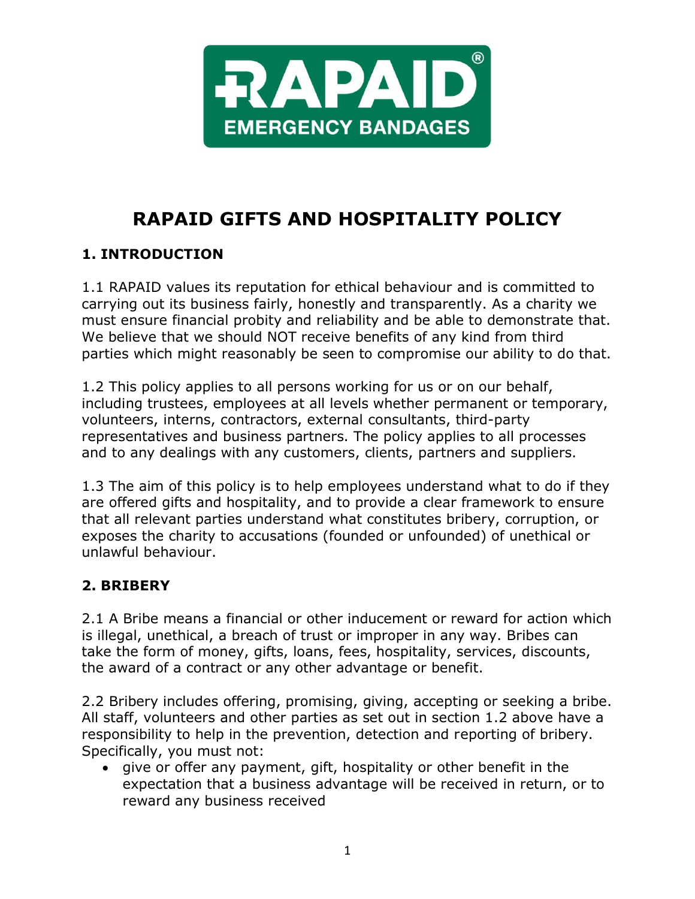# RAPAID GIFTS AND HOSPITALITY POLICY

## 1. INTRODUCTION

1.1 RAPAID values its reputation for ethical behaviour and is committed to carrying out its business fairly, honestly and transparently. As a charity we must ensure financial probity and reliability and be able to demonstrate that. We believe that we should NOT receive benefits of any kind from third parties which might reasonably be seen to compromise our ability to do that.

1.2 This policy applies to all persons working for us or on our behalf, including trustees, employees at all levels whether permanent or temporary, volunteers, interns, contractors, external consultants, third-party representatives and business partners. The policy applies to all processes and to any dealings with any customers, clients, partners and suppliers.

1.3 The aim of this policy is to help employees understand what to do if they are offered gifts and hospitality, and to provide a clear framework to ensure that all relevant parties understand what constitutes bribery, corruption, or exposes the charity to accusations (founded or unfounded) of unethical or unlawful behaviour.

## 2. BRIBERY

2.1 A Bribe means a financial or other inducement or reward for action which is illegal, unethical, a breach of trust or improper in any way. Bribes can take the form of money, gifts, loans, fees, hospitality, services, discounts, the award of a contract or any other advantage or benefit.

2.2 Bribery includes offering, promising, giving, accepting or seeking a bribe. All staff, volunteers and other parties as set out in section 1.2 above have a responsibility to help in the prevention, detection and reporting of bribery. Specifically, you must not:

- give or offer any payment, gift, hospitality or other benefit in the expectation that a business advantage will be received in return, or to reward any business received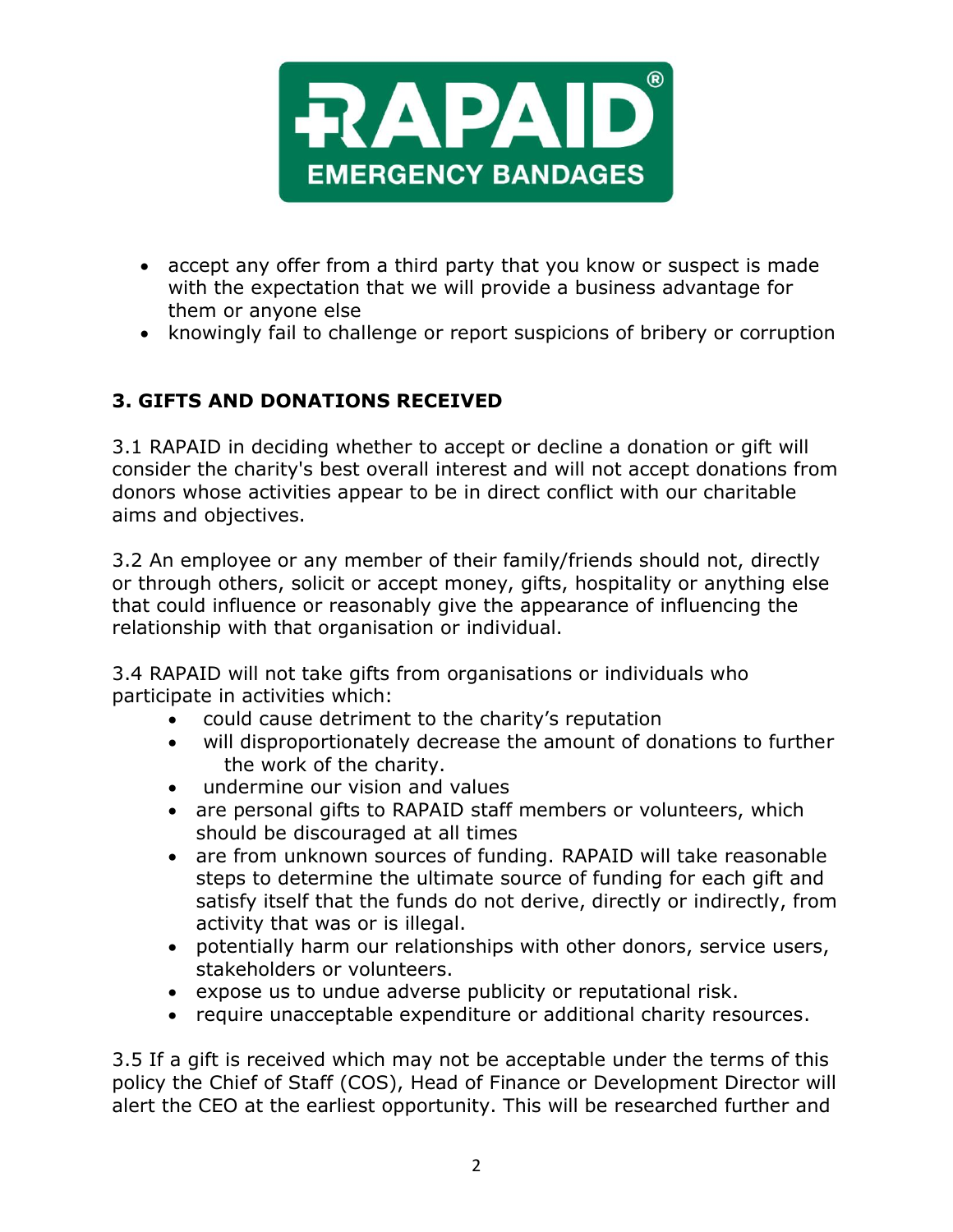- accept any offer from a third party that you know or suspect is made with the expectation that we will provide a business advantage for them or anyone else
- knowingly fail to challenge or report suspicions of bribery or corruption

## 3. GIFTS AND DONATIONS RECEIVED

3.1 RAPAID in deciding whether to accept or decline a donation or gift will consider the charity's best overall interest and will not accept donations from donors whose activities appear to be in direct conflict with our charitable aims and objectives.

3.2 An employee or any member of their family/friends should not, directly or through others, solicit or accept money, gifts, hospitality or anything else that could influence or reasonably give the appearance of influencing the relationship with that organisation or individual.

3.4 RAPAID will not take gifts from organisations or individuals who participate in activities which:

- could cause detriment to the charity's reputation
- will disproportionately decrease the amount of donations to further the work of the charity.
- undermine our vision and values
- are personal gifts to RAPAID staff members or volunteers, which should be discouraged at all times
- are from unknown sources of funding. RAPAID will take reasonable steps to determine the ultimate source of funding for each gift and satisfy itself that the funds do not derive, directly or indirectly, from activity that was or is illegal.
- potentially harm our relationships with other donors, service users, stakeholders or volunteers.
- expose us to undue adverse publicity or reputational risk.
- require unacceptable expenditure or additional charity resources.

3.5 If a gift is received which may not be acceptable under the terms of this policy the Chief of Staff (COS), Head of Finance or Development Director will alert the CEO at the earliest opportunity. This will be researched further and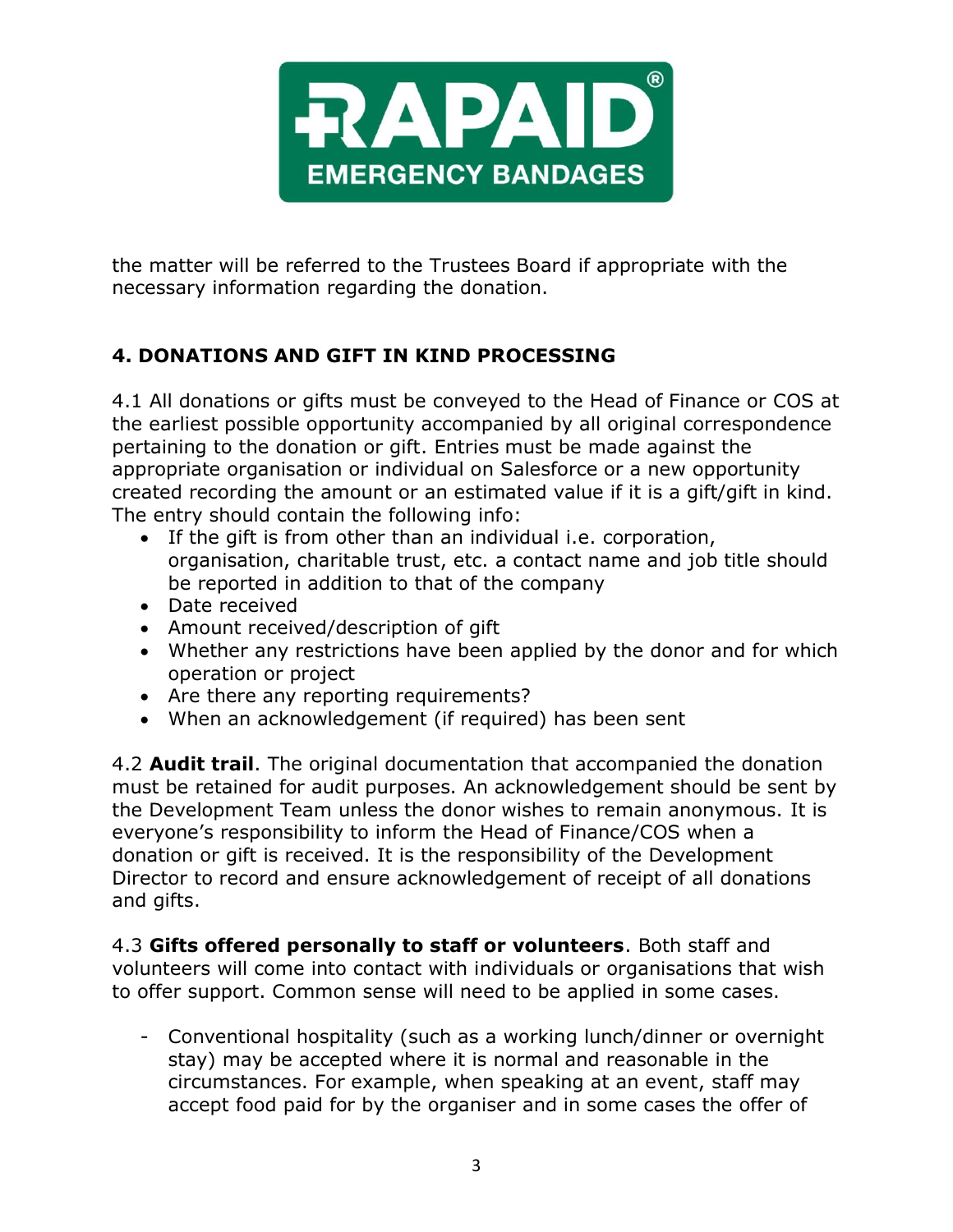the matter will be referred to the Trustees Board if appropriate with the necessary information regarding the donation.

## 4. DONATIONS AND GIFT IN KIND PROCESSING

4.1 All donations or gifts must be conveyed to the Head of Finance or COS at the earliest possible opportunity accompanied by all original correspondence pertaining to the donation or gift. Entries must be made against the appropriate organisation or individual on Salesforce or a new opportunity created recording the amount or an estimated value if it is a gift/gift in kind. The entry should contain the following info:

- If the gift is from other than an individual i.e. corporation, organisation, charitable trust, etc. a contact name and job title should be reported in addition to that of the company
- Date received
- Amount received/description of gift
- Whether any restrictions have been applied by the donor and for which operation or project
- Are there any reporting requirements?
- When an acknowledgement (if required) has been sent

4.2 **Audit trail**. The original documentation that accompanied the donation must be retained for audit purposes. An acknowledgement should be sent by the Development Team unless the donor wishes to remain anonymous. It is everyone's responsibility to inform the Head of Finance/COS when a donation or gift is received. It is the responsibility of the Development Director to record and ensure acknowledgement of receipt of all donations and gifts.

4.3 **Gifts offered personally to staff or volunteers**. Both staff and volunteers will come into contact with individuals or organisations that wish to offer support. Common sense will need to be applied in some cases.

- Conventional hospitality (such as a working lunch/dinner or overnight stay) may be accepted where it is normal and reasonable in the circumstances. For example, when speaking at an event, staff may accept food paid for by the organiser and in some cases the offer of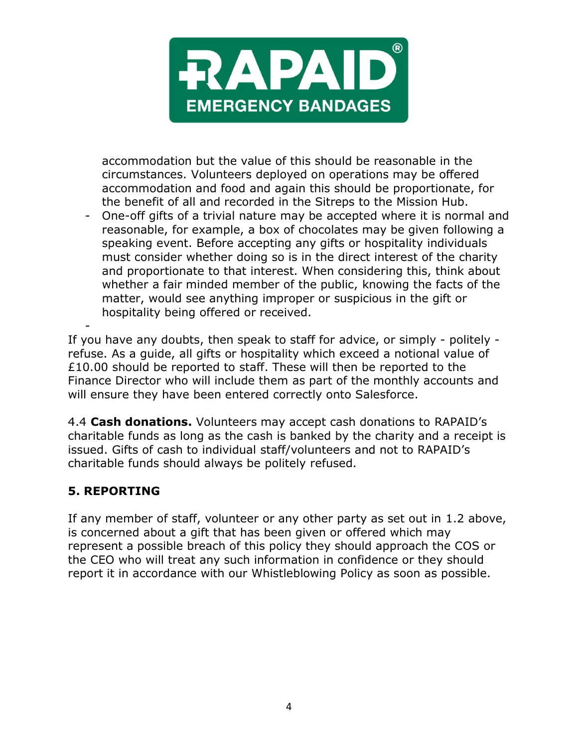accommodation but the value of this should be reasonable in the circumstances. Volunteers deployed on operations may be offered accommodation and food and again this should be proportionate, for the benefit of all and recorded in the Sitreps to the Mission Hub.

- One-off gifts of a trivial nature may be accepted where it is normal and reasonable, for example, a box of chocolates may be given following a speaking event. Before accepting any gifts or hospitality individuals must consider whether doing so is in the direct interest of the charity and proportionate to that interest. When considering this, think about whether a fair minded member of the public, knowing the facts of the matter, would see anything improper or suspicious in the gift or hospitality being offered or received.

If you have any doubts, then speak to staff for advice, or simply - politely - refuse. As a guide, all gifts or hospitality which exceed a notional value of £10.00 should be reported to staff. These will then be reported to the Finance Director who will include them as part of the monthly accounts and will ensure they have been entered correctly onto Salesforce.

4.4 **Cash donations.** Volunteers may accept cash donations to RAPAID's charitable funds as long as the cash is banked by the charity and a receipt is issued. Gifts of cash to individual staff/volunteers and not to RAPAID's charitable funds should always be politely refused.

## 5. REPORTING

If any member of staff, volunteer or any other party as set out in 1.2 above, is concerned about a gift that has been given or offered which may represent a possible breach of this policy they should approach the COS or the CEO who will treat any such information in confidence or they should report it in accordance with our Whistleblowing Policy as soon as possible.